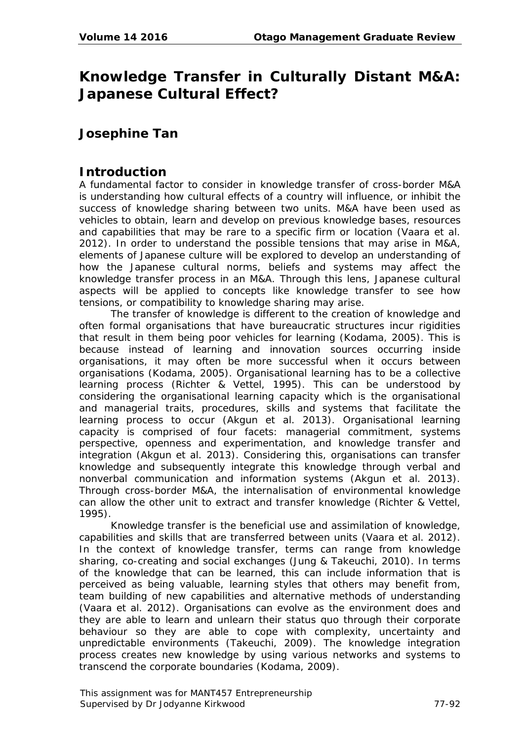# Knowledge Transfer in Culturally Distant M&A: Japanese Cultural Effect?

## Josephine Tan

## Introduction

A fundamental factor to consider in knowledge transfer of cross-border M&A is understanding how cultural effects of a country will influence, or inhibit the success of knowledge sharing between two units. M&A have been used as vehicles to obtain, learn and develop on previous knowledge bases, resources and capabilities that may be rare to a specific firm or location (Vaara et al. 2012). In order to understand the possible tensions that may arise in M&A, elements of Japanese culture will be explored to develop an understanding of how the Japanese cultural norms, beliefs and systems may affect the knowledge transfer process in an M&A. Through this lens, Japanese cultural aspects will be applied to concepts like knowledge transfer to see how tensions, or compatibility to knowledge sharing may arise.

The transfer of knowledge is different to the creation of knowledge and often formal organisations that have bureaucratic structures incur rigidities that result in them being poor vehicles for learning (Kodama, 2005). This is because instead of learning and innovation sources occurring inside organisations, it may often be more successful when it occurs between organisations (Kodama, 2005). Organisational learning has to be a collective learning process (Richter & Vettel, 1995). This can be understood by considering the organisational learning capacity which is the organisational and managerial traits, procedures, skills and systems that facilitate the learning process to occur (Akgun et al. 2013). Organisational learning capacity is comprised of four facets: managerial commitment, systems perspective, openness and experimentation, and knowledge transfer and integration (Akgun et al. 2013). Considering this, organisations can transfer knowledge and subsequently integrate this knowledge through verbal and nonverbal communication and information systems (Akgun et al. 2013). Through cross-border M&A, the internalisation of environmental knowledge can allow the other unit to extract and transfer knowledge (Richter & Vettel, 1995).

Knowledge transfer is the beneficial use and assimilation of knowledge, capabilities and skills that are transferred between units (Vaara et al. 2012). In the context of knowledge transfer, terms can range from knowledge sharing, co-creating and social exchanges (Jung & Takeuchi, 2010). In terms of the knowledge that can be learned, this can include information that is perceived as being valuable, learning styles that others may benefit from, team building of new capabilities and alternative methods of understanding (Vaara et al. 2012). Organisations can evolve as the environment does and they are able to learn and unlearn their status quo through their corporate behaviour so they are able to cope with complexity, uncertainty and unpredictable environments (Takeuchi, 2009). The knowledge integration process creates new knowledge by using various networks and systems to transcend the corporate boundaries (Kodama, 2009).

This assignment was for MANT457 Entrepreneurship
Supervised by Dr Jodyanne Kirkwood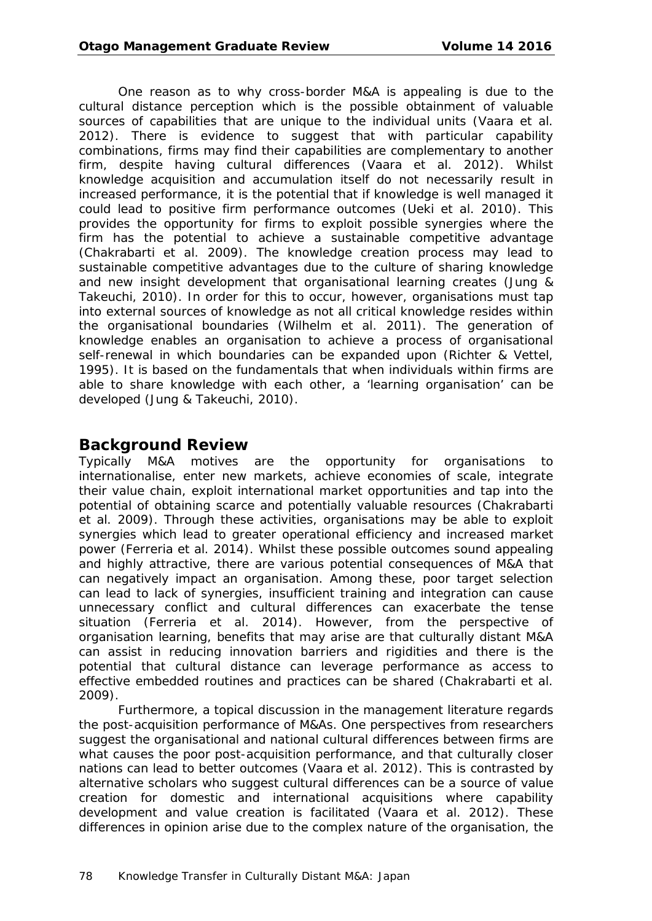One reason as to why cross-border M&A is appealing is due to the cultural distance perception which is the possible obtainment of valuable sources of capabilities that are unique to the individual units (Vaara et al. 2012). There is evidence to suggest that with particular capability combinations, firms may find their capabilities are complementary to another firm, despite having cultural differences (Vaara et al. 2012). Whilst knowledge acquisition and accumulation itself do not necessarily result in increased performance, it is the potential that if knowledge is well managed it could lead to positive firm performance outcomes (Ueki et al. 2010). This provides the opportunity for firms to exploit possible synergies where the firm has the potential to achieve a sustainable competitive advantage (Chakrabarti et al. 2009). The knowledge creation process may lead to sustainable competitive advantages due to the culture of sharing knowledge and new insight development that organisational learning creates (Jung & Takeuchi, 2010). In order for this to occur, however, organisations must tap into external sources of knowledge as not all critical knowledge resides within the organisational boundaries (Wilhelm et al. 2011). The generation of knowledge enables an organisation to achieve a process of organisational self-renewal in which boundaries can be expanded upon (Richter & Vettel, 1995). It is based on the fundamentals that when individuals within firms are able to share knowledge with each other, a 'learning organisation' can be developed (Jung & Takeuchi, 2010).

## Background Review

Typically M&A motives are the opportunity for organisations to internationalise, enter new markets, achieve economies of scale, integrate their value chain, exploit international market opportunities and tap into the potential of obtaining scarce and potentially valuable resources (Chakrabarti et al. 2009). Through these activities, organisations may be able to exploit synergies which lead to greater operational efficiency and increased market power (Ferreria et al. 2014). Whilst these possible outcomes sound appealing and highly attractive, there are various potential consequences of M&A that can negatively impact an organisation. Among these, poor target selection can lead to lack of synergies, insufficient training and integration can cause unnecessary conflict and cultural differences can exacerbate the tense situation (Ferreria et al. 2014). However, from the perspective of organisation learning, benefits that may arise are that culturally distant M&A can assist in reducing innovation barriers and rigidities and there is the potential that cultural distance can leverage performance as access to effective embedded routines and practices can be shared (Chakrabarti et al. 2009).

Furthermore, a topical discussion in the management literature regards the post-acquisition performance of M&As. One perspectives from researchers suggest the organisational and national cultural differences between firms are what causes the poor post-acquisition performance, and that culturally closer nations can lead to better outcomes (Vaara et al. 2012). This is contrasted by alternative scholars who suggest cultural differences can be a source of value creation for domestic and international acquisitions where capability development and value creation is facilitated (Vaara et al. 2012). These differences in opinion arise due to the complex nature of the organisation, the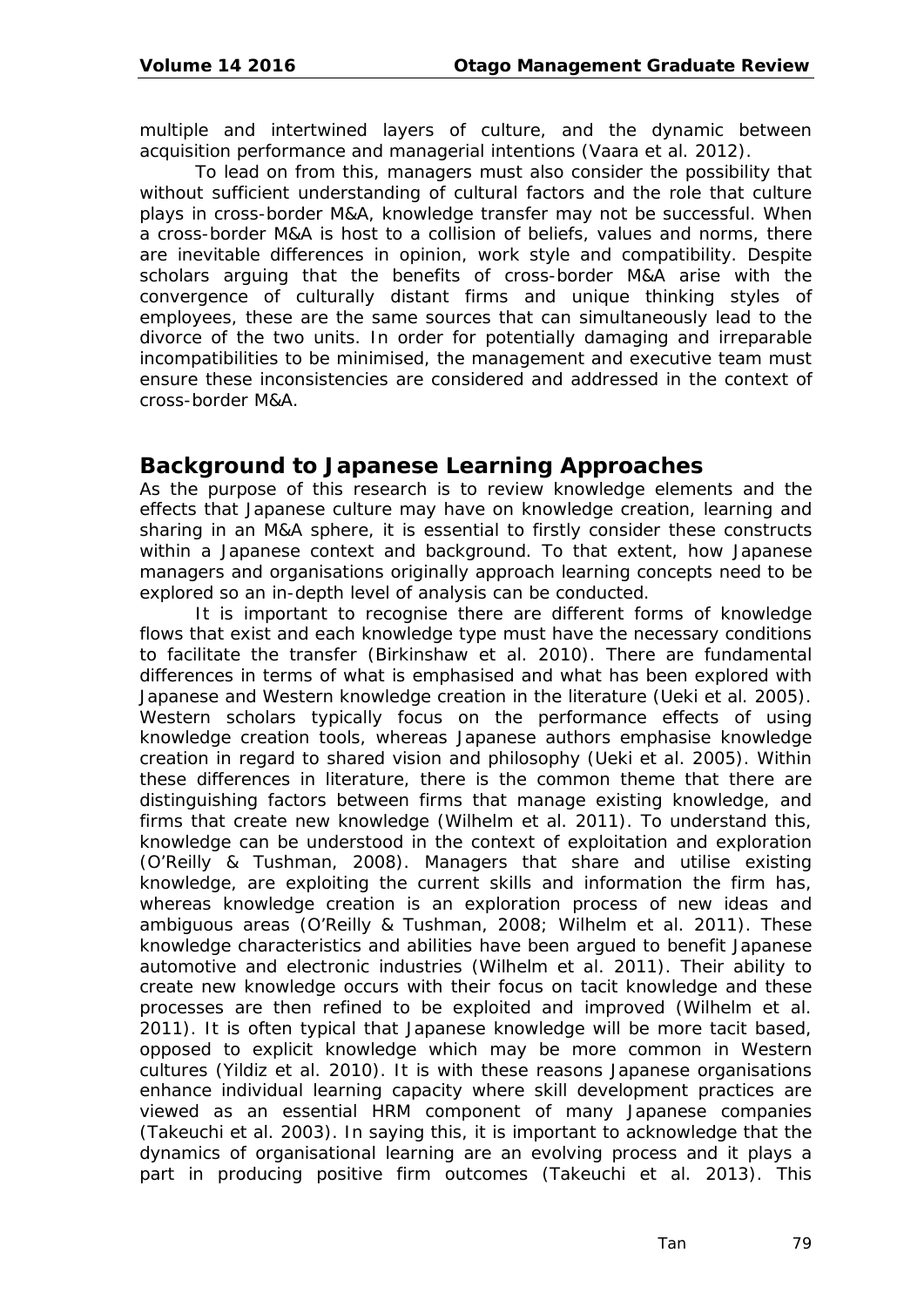multiple and intertwined layers of culture, and the dynamic between acquisition performance and managerial intentions (Vaara et al. 2012).

To lead on from this, managers must also consider the possibility that without sufficient understanding of cultural factors and the role that culture plays in cross-border M&A, knowledge transfer may not be successful. When a cross-border M&A is host to a collision of beliefs, values and norms, there are inevitable differences in opinion, work style and compatibility. Despite scholars arguing that the benefits of cross-border M&A arise with the convergence of culturally distant firms and unique thinking styles of employees, these are the same sources that can simultaneously lead to the divorce of the two units. In order for potentially damaging and irreparable incompatibilities to be minimised, the management and executive team must ensure these inconsistencies are considered and addressed in the context of cross-border M&A.

## Background to Japanese Learning Approaches

As the purpose of this research is to review knowledge elements and the effects that Japanese culture may have on knowledge creation, learning and sharing in an M&A sphere, it is essential to firstly consider these constructs within a Japanese context and background. To that extent, how Japanese managers and organisations originally approach learning concepts need to be explored so an in-depth level of analysis can be conducted.

It is important to recognise there are different forms of knowledge flows that exist and each knowledge type must have the necessary conditions to facilitate the transfer (Birkinshaw et al. 2010). There are fundamental differences in terms of what is emphasised and what has been explored with Japanese and Western knowledge creation in the literature (Ueki et al. 2005). Western scholars typically focus on the performance effects of using knowledge creation tools, whereas Japanese authors emphasise knowledge creation in regard to shared vision and philosophy (Ueki et al. 2005). Within these differences in literature, there is the common theme that there are distinguishing factors between firms that manage existing knowledge, and firms that create new knowledge (Wilhelm et al. 2011). To understand this, knowledge can be understood in the context of exploitation and exploration (O'Reilly & Tushman, 2008). Managers that share and utilise existing knowledge, are exploiting the current skills and information the firm has, whereas knowledge creation is an exploration process of new ideas and ambiguous areas (O'Reilly & Tushman, 2008; Wilhelm et al. 2011). These knowledge characteristics and abilities have been argued to benefit Japanese automotive and electronic industries (Wilhelm et al. 2011). Their ability to create new knowledge occurs with their focus on tacit knowledge and these processes are then refined to be exploited and improved (Wilhelm et al. 2011). It is often typical that Japanese knowledge will be more tacit based, opposed to explicit knowledge which may be more common in Western cultures (Yildiz et al. 2010). It is with these reasons Japanese organisations enhance individual learning capacity where skill development practices are viewed as an essential HRM component of many Japanese companies (Takeuchi et al. 2003). In saying this, it is important to acknowledge that the dynamics of organisational learning are an evolving process and it plays a part in producing positive firm outcomes (Takeuchi et al. 2013). This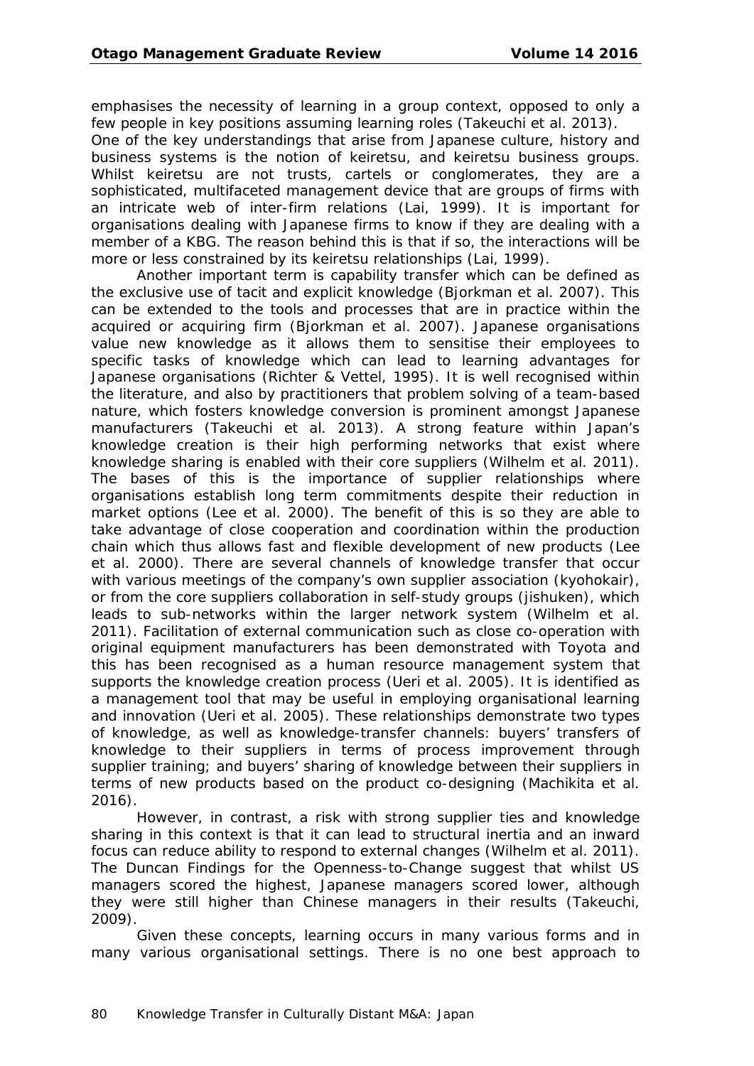emphasises the necessity of learning in a group context, opposed to only a few people in key positions assuming learning roles (Takeuchi et al. 2013). One of the key understandings that arise from Japanese culture, history and business systems is the notion of keiretsu, and keiretsu business groups. Whilst keiretsu are not trusts, cartels or conglomerates, they are a sophisticated, multifaceted management device that are groups of firms with an intricate web of inter-firm relations (Lai, 1999). It is important for organisations dealing with Japanese firms to know if they are dealing with a member of a KBG. The reason behind this is that if so, the interactions will be more or less constrained by its keiretsu relationships (Lai, 1999).

Another important term is capability transfer which can be defined as the exclusive use of tacit and explicit knowledge (Bjorkman et al. 2007). This can be extended to the tools and processes that are in practice within the acquired or acquiring firm (Bjorkman et al. 2007). Japanese organisations value new knowledge as it allows them to sensitise their employees to specific tasks of knowledge which can lead to learning advantages for Japanese organisations (Richter & Vettel, 1995). It is well recognised within the literature, and also by practitioners that problem solving of a team-based nature, which fosters knowledge conversion is prominent amongst Japanese manufacturers (Takeuchi et al. 2013). A strong feature within Japan's knowledge creation is their high performing networks that exist where knowledge sharing is enabled with their core suppliers (Wilhelm et al. 2011). The bases of this is the importance of supplier relationships where organisations establish long term commitments despite their reduction in market options (Lee et al. 2000). The benefit of this is so they are able to take advantage of close cooperation and coordination within the production chain which thus allows fast and flexible development of new products (Lee et al. 2000). There are several channels of knowledge transfer that occur with various meetings of the company's own supplier association (kyohokair), or from the core suppliers collaboration in self-study groups (jishuken), which leads to sub-networks within the larger network system (Wilhelm et al. 2011). Facilitation of external communication such as close co-operation with original equipment manufacturers has been demonstrated with Toyota and this has been recognised as a human resource management system that supports the knowledge creation process (Ueri et al. 2005). It is identified as a management tool that may be useful in employing organisational learning and innovation (Ueri et al. 2005). These relationships demonstrate two types of knowledge, as well as knowledge-transfer channels: buyers' transfers of knowledge to their suppliers in terms of process improvement through supplier training; and buyers' sharing of knowledge between their suppliers in terms of new products based on the product co-designing (Machikita et al. 2016).

However, in contrast, a risk with strong supplier ties and knowledge sharing in this context is that it can lead to structural inertia and an inward focus can reduce ability to respond to external changes (Wilhelm et al. 2011). The Duncan Findings for the Openness-to-Change suggest that whilst US managers scored the highest, Japanese managers scored lower, although they were still higher than Chinese managers in their results (Takeuchi, 2009).

Given these concepts, learning occurs in many various forms and in many various organisational settings. There is no one best approach to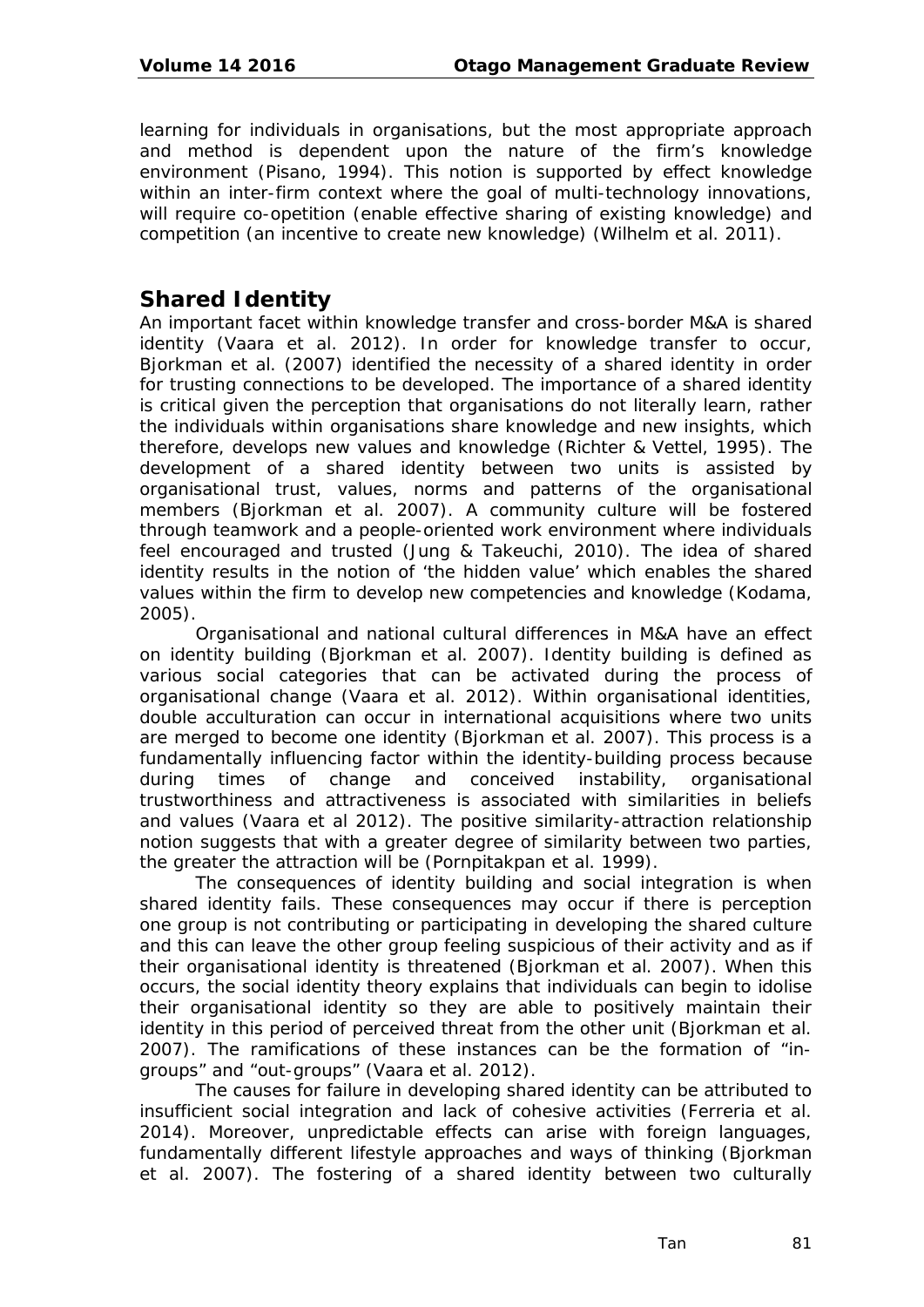learning for individuals in organisations, but the most appropriate approach and method is dependent upon the nature of the firm's knowledge environment (Pisano, 1994). This notion is supported by effect knowledge within an inter-firm context where the goal of multi-technology innovations, will require co-opetition (enable effective sharing of existing knowledge) and competition (an incentive to create new knowledge) (Wilhelm et al. 2011).

## Shared Identity

An important facet within knowledge transfer and cross-border M&A is shared identity (Vaara et al. 2012). In order for knowledge transfer to occur, Bjorkman et al. (2007) identified the necessity of a shared identity in order for trusting connections to be developed. The importance of a shared identity is critical given the perception that organisations do not literally learn, rather the individuals within organisations share knowledge and new insights, which therefore, develops new values and knowledge (Richter & Vettel, 1995). The development of a shared identity between two units is assisted by organisational trust, values, norms and patterns of the organisational members (Bjorkman et al. 2007). A community culture will be fostered through teamwork and a people-oriented work environment where individuals feel encouraged and trusted (Jung & Takeuchi, 2010). The idea of shared identity results in the notion of 'the hidden value' which enables the shared values within the firm to develop new competencies and knowledge (Kodama, 2005).

Organisational and national cultural differences in M&A have an effect on identity building (Bjorkman et al. 2007). Identity building is defined as various social categories that can be activated during the process of organisational change (Vaara et al. 2012). Within organisational identities, double acculturation can occur in international acquisitions where two units are merged to become one identity (Bjorkman et al. 2007). This process is a fundamentally influencing factor within the identity-building process because during times of change and conceived instability, organisational trustworthiness and attractiveness is associated with similarities in beliefs and values (Vaara et al 2012). The positive similarity-attraction relationship notion suggests that with a greater degree of similarity between two parties, the greater the attraction will be (Pornpitakpan et al. 1999).

The consequences of identity building and social integration is when shared identity fails. These consequences may occur if there is perception one group is not contributing or participating in developing the shared culture and this can leave the other group feeling suspicious of their activity and as if their organisational identity is threatened (Bjorkman et al. 2007). When this occurs, the social identity theory explains that individuals can begin to idolise their organisational identity so they are able to positively maintain their identity in this period of perceived threat from the other unit (Bjorkman et al. 2007). The ramifications of these instances can be the formation of "in-groups" and "out-groups" (Vaara et al. 2012).

The causes for failure in developing shared identity can be attributed to insufficient social integration and lack of cohesive activities (Ferreria et al. 2014). Moreover, unpredictable effects can arise with foreign languages, fundamentally different lifestyle approaches and ways of thinking (Bjorkman et al. 2007). The fostering of a shared identity between two culturally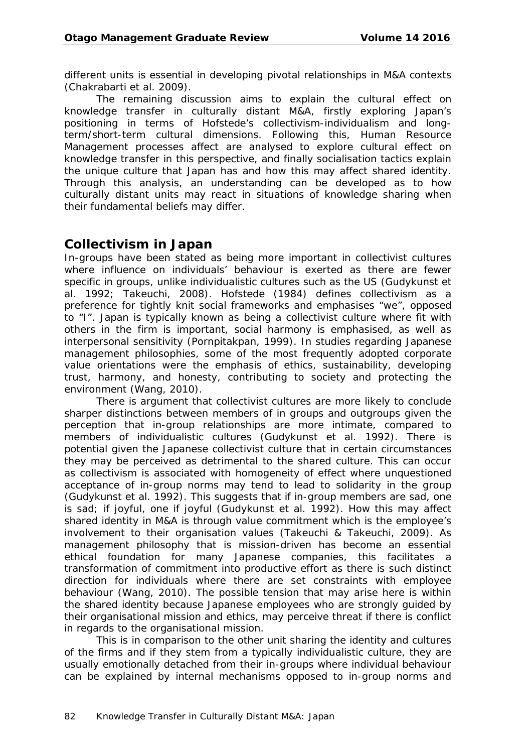different units is essential in developing pivotal relationships in M&A contexts (Chakrabarti et al. 2009).

The remaining discussion aims to explain the cultural effect on knowledge transfer in culturally distant M&A, firstly exploring Japan's positioning in terms of Hofstede's collectivism-individualism and long-term/short-term cultural dimensions. Following this, Human Resource Management processes affect are analysed to explore cultural effect on knowledge transfer in this perspective, and finally socialisation tactics explain the unique culture that Japan has and how this may affect shared identity. Through this analysis, an understanding can be developed as to how culturally distant units may react in situations of knowledge sharing when their fundamental beliefs may differ.

## Collectivism in Japan

In-groups have been stated as being more important in collectivist cultures where influence on individuals' behaviour is exerted as there are fewer specific in groups, unlike individualistic cultures such as the US (Gudykunst et al. 1992; Takeuchi, 2008). Hofstede (1984) defines collectivism as a preference for tightly knit social frameworks and emphasises "we", opposed to "I". Japan is typically known as being a collectivist culture where fit with others in the firm is important, social harmony is emphasised, as well as interpersonal sensitivity (Pornpitakpan, 1999). In studies regarding Japanese management philosophies, some of the most frequently adopted corporate value orientations were the emphasis of ethics, sustainability, developing trust, harmony, and honesty, contributing to society and protecting the environment (Wang, 2010).

There is argument that collectivist cultures are more likely to conclude sharper distinctions between members of in groups and outgroups given the perception that in-group relationships are more intimate, compared to members of individualistic cultures (Gudykunst et al. 1992). There is potential given the Japanese collectivist culture that in certain circumstances they may be perceived as detrimental to the shared culture. This can occur as collectivism is associated with homogeneity of effect where unquestioned acceptance of in-group norms may tend to lead to solidarity in the group (Gudykunst et al. 1992). This suggests that if in-group members are sad, one is sad; if joyful, one if joyful (Gudykunst et al. 1992). How this may affect shared identity in M&A is through value commitment which is the employee's involvement to their organisation values (Takeuchi & Takeuchi, 2009). As management philosophy that is mission-driven has become an essential ethical foundation for many Japanese companies, this facilitates a transformation of commitment into productive effort as there is such distinct direction for individuals where there are set constraints with employee behaviour (Wang, 2010). The possible tension that may arise here is within the shared identity because Japanese employees who are strongly guided by their organisational mission and ethics, may perceive threat if there is conflict in regards to the organisational mission.

This is in comparison to the other unit sharing the identity and cultures of the firms and if they stem from a typically individualistic culture, they are usually emotionally detached from their in-groups where individual behaviour can be explained by internal mechanisms opposed to in-group norms and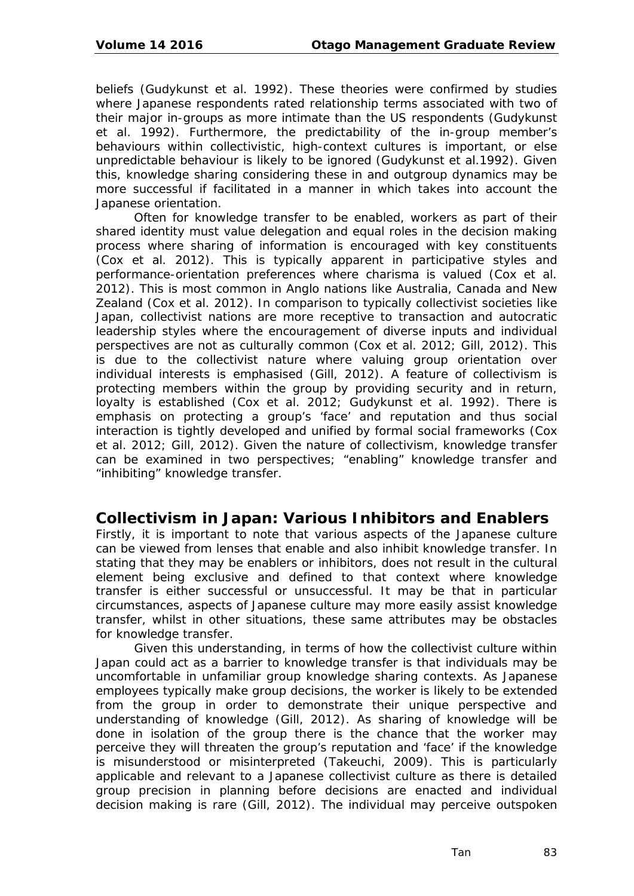beliefs (Gudykunst et al. 1992). These theories were confirmed by studies where Japanese respondents rated relationship terms associated with two of their major in-groups as more intimate than the US respondents (Gudykunst et al. 1992). Furthermore, the predictability of the in-group member's behaviours within collectivistic, high-context cultures is important, or else unpredictable behaviour is likely to be ignored (Gudykunst et al.1992). Given this, knowledge sharing considering these in and outgroup dynamics may be more successful if facilitated in a manner in which takes into account the Japanese orientation.

Often for knowledge transfer to be enabled, workers as part of their shared identity must value delegation and equal roles in the decision making process where sharing of information is encouraged with key constituents (Cox et al. 2012). This is typically apparent in participative styles and performance-orientation preferences where charisma is valued (Cox et al. 2012). This is most common in Anglo nations like Australia, Canada and New Zealand (Cox et al. 2012). In comparison to typically collectivist societies like Japan, collectivist nations are more receptive to transaction and autocratic leadership styles where the encouragement of diverse inputs and individual perspectives are not as culturally common (Cox et al. 2012; Gill, 2012). This is due to the collectivist nature where valuing group orientation over individual interests is emphasised (Gill, 2012). A feature of collectivism is protecting members within the group by providing security and in return, loyalty is established (Cox et al. 2012; Gudykunst et al. 1992). There is emphasis on protecting a group's 'face' and reputation and thus social interaction is tightly developed and unified by formal social frameworks (Cox et al. 2012; Gill, 2012). Given the nature of collectivism, knowledge transfer can be examined in two perspectives; "enabling" knowledge transfer and "inhibiting" knowledge transfer.

## Collectivism in Japan: Various Inhibitors and Enablers

Firstly, it is important to note that various aspects of the Japanese culture can be viewed from lenses that enable and also inhibit knowledge transfer. In stating that they may be enablers or inhibitors, does not result in the cultural element being exclusive and defined to that context where knowledge transfer is either successful or unsuccessful. It may be that in particular circumstances, aspects of Japanese culture may more easily assist knowledge transfer, whilst in other situations, these same attributes may be obstacles for knowledge transfer.

Given this understanding, in terms of how the collectivist culture within Japan could act as a barrier to knowledge transfer is that individuals may be uncomfortable in unfamiliar group knowledge sharing contexts. As Japanese employees typically make group decisions, the worker is likely to be extended from the group in order to demonstrate their unique perspective and understanding of knowledge (Gill, 2012). As sharing of knowledge will be done in isolation of the group there is the chance that the worker may perceive they will threaten the group's reputation and 'face' if the knowledge is misunderstood or misinterpreted (Takeuchi, 2009). This is particularly applicable and relevant to a Japanese collectivist culture as there is detailed group precision in planning before decisions are enacted and individual decision making is rare (Gill, 2012). The individual may perceive outspoken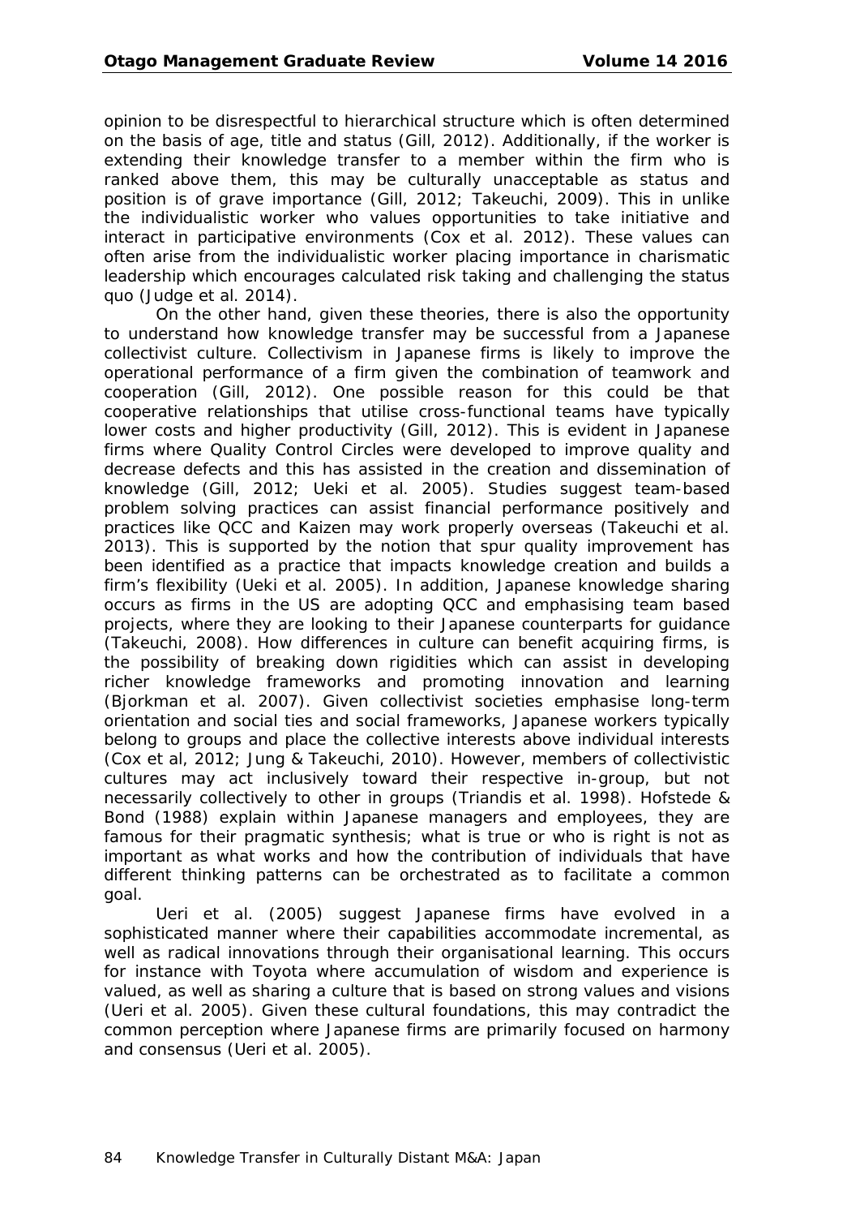opinion to be disrespectful to hierarchical structure which is often determined on the basis of age, title and status (Gill, 2012). Additionally, if the worker is extending their knowledge transfer to a member within the firm who is ranked above them, this may be culturally unacceptable as status and position is of grave importance (Gill, 2012; Takeuchi, 2009). This in unlike the individualistic worker who values opportunities to take initiative and interact in participative environments (Cox et al. 2012). These values can often arise from the individualistic worker placing importance in charismatic leadership which encourages calculated risk taking and challenging the status quo (Judge et al. 2014).

On the other hand, given these theories, there is also the opportunity to understand how knowledge transfer may be successful from a Japanese collectivist culture. Collectivism in Japanese firms is likely to improve the operational performance of a firm given the combination of teamwork and cooperation (Gill, 2012). One possible reason for this could be that cooperative relationships that utilise cross-functional teams have typically lower costs and higher productivity (Gill, 2012). This is evident in Japanese firms where Quality Control Circles were developed to improve quality and decrease defects and this has assisted in the creation and dissemination of knowledge (Gill, 2012; Ueki et al. 2005). Studies suggest team-based problem solving practices can assist financial performance positively and practices like QCC and Kaizen may work properly overseas (Takeuchi et al. 2013). This is supported by the notion that spur quality improvement has been identified as a practice that impacts knowledge creation and builds a firm's flexibility (Ueki et al. 2005). In addition, Japanese knowledge sharing occurs as firms in the US are adopting QCC and emphasising team based projects, where they are looking to their Japanese counterparts for guidance (Takeuchi, 2008). How differences in culture can benefit acquiring firms, is the possibility of breaking down rigidities which can assist in developing richer knowledge frameworks and promoting innovation and learning (Bjorkman et al. 2007). Given collectivist societies emphasise long-term orientation and social ties and social frameworks, Japanese workers typically belong to groups and place the collective interests above individual interests (Cox et al, 2012; Jung & Takeuchi, 2010). However, members of collectivistic cultures may act inclusively toward their respective in-group, but not necessarily collectively to other in groups (Triandis et al. 1998). Hofstede & Bond (1988) explain within Japanese managers and employees, they are famous for their pragmatic synthesis; what is true or who is right is not as important as what works and how the contribution of individuals that have different thinking patterns can be orchestrated as to facilitate a common goal.

Ueri et al. (2005) suggest Japanese firms have evolved in a sophisticated manner where their capabilities accommodate incremental, as well as radical innovations through their organisational learning. This occurs for instance with Toyota where accumulation of wisdom and experience is valued, as well as sharing a culture that is based on strong values and visions (Ueri et al. 2005). Given these cultural foundations, this may contradict the common perception where Japanese firms are primarily focused on harmony and consensus (Ueri et al. 2005).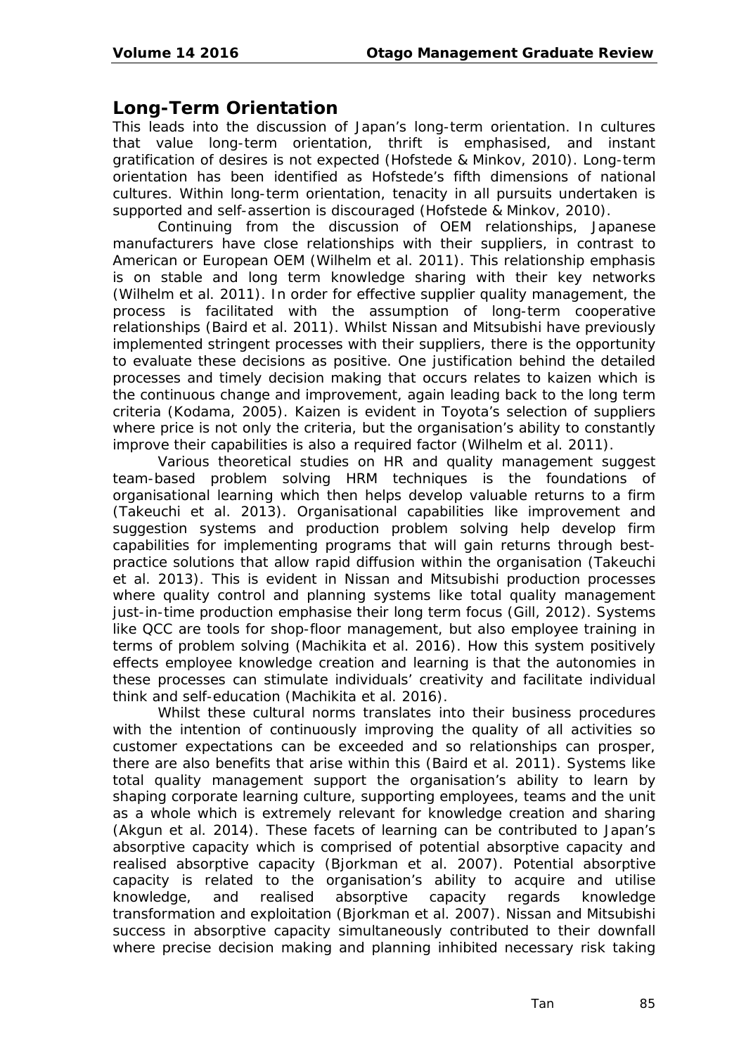## Long-Term Orientation

This leads into the discussion of Japan's long-term orientation. In cultures that value long-term orientation, thrift is emphasised, and instant gratification of desires is not expected (Hofstede & Minkov, 2010). Long-term orientation has been identified as Hofstede's fifth dimensions of national cultures. Within long-term orientation, tenacity in all pursuits undertaken is supported and self-assertion is discouraged (Hofstede & Minkov, 2010).

Continuing from the discussion of OEM relationships, Japanese manufacturers have close relationships with their suppliers, in contrast to American or European OEM (Wilhelm et al. 2011). This relationship emphasis is on stable and long term knowledge sharing with their key networks (Wilhelm et al. 2011). In order for effective supplier quality management, the process is facilitated with the assumption of long-term cooperative relationships (Baird et al. 2011). Whilst Nissan and Mitsubishi have previously implemented stringent processes with their suppliers, there is the opportunity to evaluate these decisions as positive. One justification behind the detailed processes and timely decision making that occurs relates to kaizen which is the continuous change and improvement, again leading back to the long term criteria (Kodama, 2005). Kaizen is evident in Toyota's selection of suppliers where price is not only the criteria, but the organisation's ability to constantly improve their capabilities is also a required factor (Wilhelm et al. 2011).

Various theoretical studies on HR and quality management suggest team-based problem solving HRM techniques is the foundations of organisational learning which then helps develop valuable returns to a firm (Takeuchi et al. 2013). Organisational capabilities like improvement and suggestion systems and production problem solving help develop firm capabilities for implementing programs that will gain returns through best-practice solutions that allow rapid diffusion within the organisation (Takeuchi et al. 2013). This is evident in Nissan and Mitsubishi production processes where quality control and planning systems like total quality management just-in-time production emphasise their long term focus (Gill, 2012). Systems like QCC are tools for shop-floor management, but also employee training in terms of problem solving (Machikita et al. 2016). How this system positively effects employee knowledge creation and learning is that the autonomies in these processes can stimulate individuals' creativity and facilitate individual think and self-education (Machikita et al. 2016).

Whilst these cultural norms translates into their business procedures with the intention of continuously improving the quality of all activities so customer expectations can be exceeded and so relationships can prosper, there are also benefits that arise within this (Baird et al. 2011). Systems like total quality management support the organisation's ability to learn by shaping corporate learning culture, supporting employees, teams and the unit as a whole which is extremely relevant for knowledge creation and sharing (Akgun et al. 2014). These facets of learning can be contributed to Japan's absorptive capacity which is comprised of potential absorptive capacity and realised absorptive capacity (Bjorkman et al. 2007). Potential absorptive capacity is related to the organisation's ability to acquire and utilise knowledge, and realised absorptive capacity regards knowledge transformation and exploitation (Bjorkman et al. 2007). Nissan and Mitsubishi success in absorptive capacity simultaneously contributed to their downfall where precise decision making and planning inhibited necessary risk taking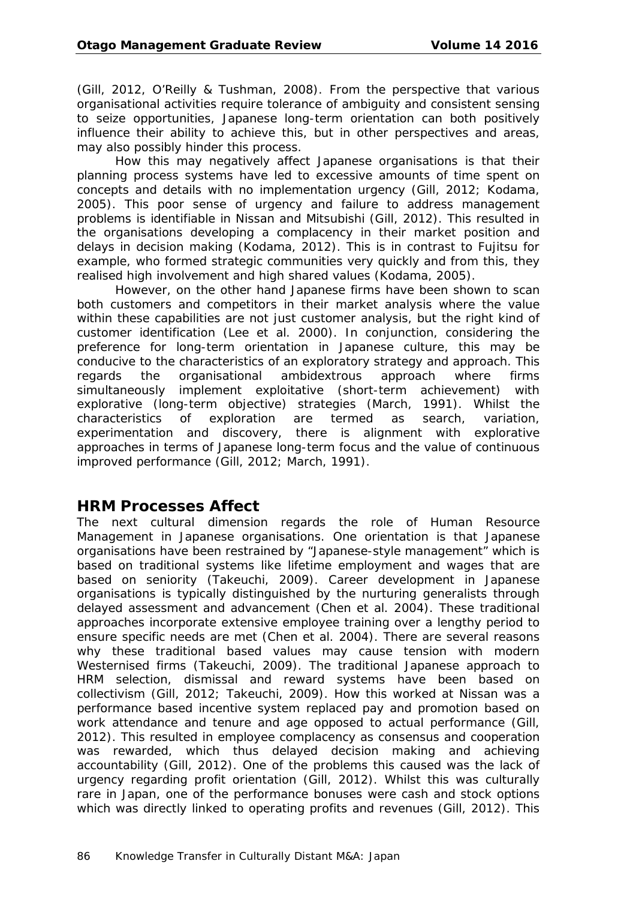(Gill, 2012, O'Reilly & Tushman, 2008). From the perspective that various organisational activities require tolerance of ambiguity and consistent sensing to seize opportunities, Japanese long-term orientation can both positively influence their ability to achieve this, but in other perspectives and areas, may also possibly hinder this process.

How this may negatively affect Japanese organisations is that their planning process systems have led to excessive amounts of time spent on concepts and details with no implementation urgency (Gill, 2012; Kodama, 2005). This poor sense of urgency and failure to address management problems is identifiable in Nissan and Mitsubishi (Gill, 2012). This resulted in the organisations developing a complacency in their market position and delays in decision making (Kodama, 2012). This is in contrast to Fujitsu for example, who formed strategic communities very quickly and from this, they realised high involvement and high shared values (Kodama, 2005).

However, on the other hand Japanese firms have been shown to scan both customers and competitors in their market analysis where the value within these capabilities are not just customer analysis, but the right kind of customer identification (Lee et al. 2000). In conjunction, considering the preference for long-term orientation in Japanese culture, this may be conducive to the characteristics of an exploratory strategy and approach. This regards the organisational ambidextrous approach where firms simultaneously implement exploitative (short-term achievement) with explorative (long-term objective) strategies (March, 1991). Whilst the characteristics of exploration are termed as search, variation, experimentation and discovery, there is alignment with explorative approaches in terms of Japanese long-term focus and the value of continuous improved performance (Gill, 2012; March, 1991).

## HRM Processes Affect

The next cultural dimension regards the role of Human Resource Management in Japanese organisations. One orientation is that Japanese organisations have been restrained by "Japanese-style management" which is based on traditional systems like lifetime employment and wages that are based on seniority (Takeuchi, 2009). Career development in Japanese organisations is typically distinguished by the nurturing generalists through delayed assessment and advancement (Chen et al. 2004). These traditional approaches incorporate extensive employee training over a lengthy period to ensure specific needs are met (Chen et al. 2004). There are several reasons why these traditional based values may cause tension with modern Westernised firms (Takeuchi, 2009). The traditional Japanese approach to HRM selection, dismissal and reward systems have been based on collectivism (Gill, 2012; Takeuchi, 2009). How this worked at Nissan was a performance based incentive system replaced pay and promotion based on work attendance and tenure and age opposed to actual performance (Gill, 2012). This resulted in employee complacency as consensus and cooperation was rewarded, which thus delayed decision making and achieving accountability (Gill, 2012). One of the problems this caused was the lack of urgency regarding profit orientation (Gill, 2012). Whilst this was culturally rare in Japan, one of the performance bonuses were cash and stock options which was directly linked to operating profits and revenues (Gill, 2012). This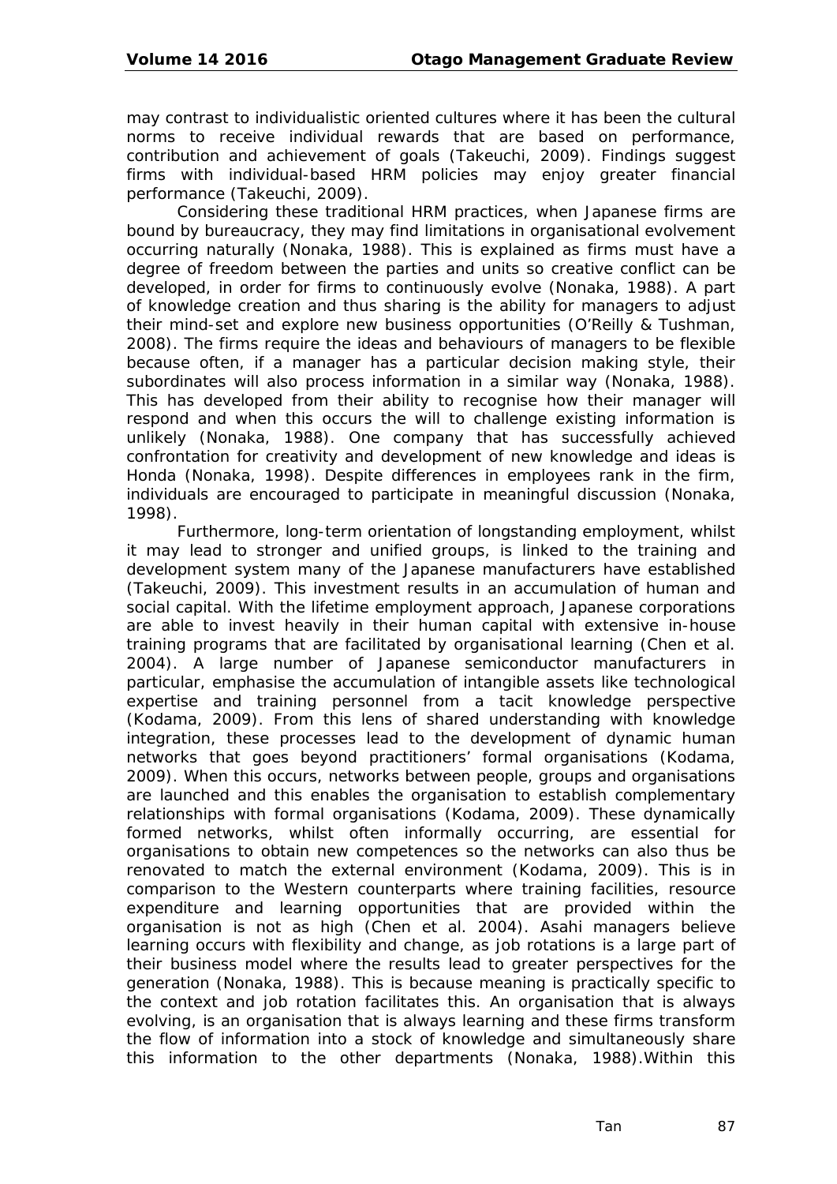may contrast to individualistic oriented cultures where it has been the cultural norms to receive individual rewards that are based on performance, contribution and achievement of goals (Takeuchi, 2009). Findings suggest firms with individual-based HRM policies may enjoy greater financial performance (Takeuchi, 2009).

Considering these traditional HRM practices, when Japanese firms are bound by bureaucracy, they may find limitations in organisational evolvement occurring naturally (Nonaka, 1988). This is explained as firms must have a degree of freedom between the parties and units so creative conflict can be developed, in order for firms to continuously evolve (Nonaka, 1988). A part of knowledge creation and thus sharing is the ability for managers to adjust their mind-set and explore new business opportunities (O'Reilly & Tushman, 2008). The firms require the ideas and behaviours of managers to be flexible because often, if a manager has a particular decision making style, their subordinates will also process information in a similar way (Nonaka, 1988). This has developed from their ability to recognise how their manager will respond and when this occurs the will to challenge existing information is unlikely (Nonaka, 1988). One company that has successfully achieved confrontation for creativity and development of new knowledge and ideas is Honda (Nonaka, 1998). Despite differences in employees rank in the firm, individuals are encouraged to participate in meaningful discussion (Nonaka, 1998).

Furthermore, long-term orientation of longstanding employment, whilst it may lead to stronger and unified groups, is linked to the training and development system many of the Japanese manufacturers have established (Takeuchi, 2009). This investment results in an accumulation of human and social capital. With the lifetime employment approach, Japanese corporations are able to invest heavily in their human capital with extensive in-house training programs that are facilitated by organisational learning (Chen et al. 2004). A large number of Japanese semiconductor manufacturers in particular, emphasise the accumulation of intangible assets like technological expertise and training personnel from a tacit knowledge perspective (Kodama, 2009). From this lens of shared understanding with knowledge integration, these processes lead to the development of dynamic human networks that goes beyond practitioners' formal organisations (Kodama, 2009). When this occurs, networks between people, groups and organisations are launched and this enables the organisation to establish complementary relationships with formal organisations (Kodama, 2009). These dynamically formed networks, whilst often informally occurring, are essential for organisations to obtain new competences so the networks can also thus be renovated to match the external environment (Kodama, 2009). This is in comparison to the Western counterparts where training facilities, resource expenditure and learning opportunities that are provided within the organisation is not as high (Chen et al. 2004). Asahi managers believe learning occurs with flexibility and change, as job rotations is a large part of their business model where the results lead to greater perspectives for the generation (Nonaka, 1988). This is because meaning is practically specific to the context and job rotation facilitates this. An organisation that is always evolving, is an organisation that is always learning and these firms transform the flow of information into a stock of knowledge and simultaneously share this information to the other departments (Nonaka, 1988).Within this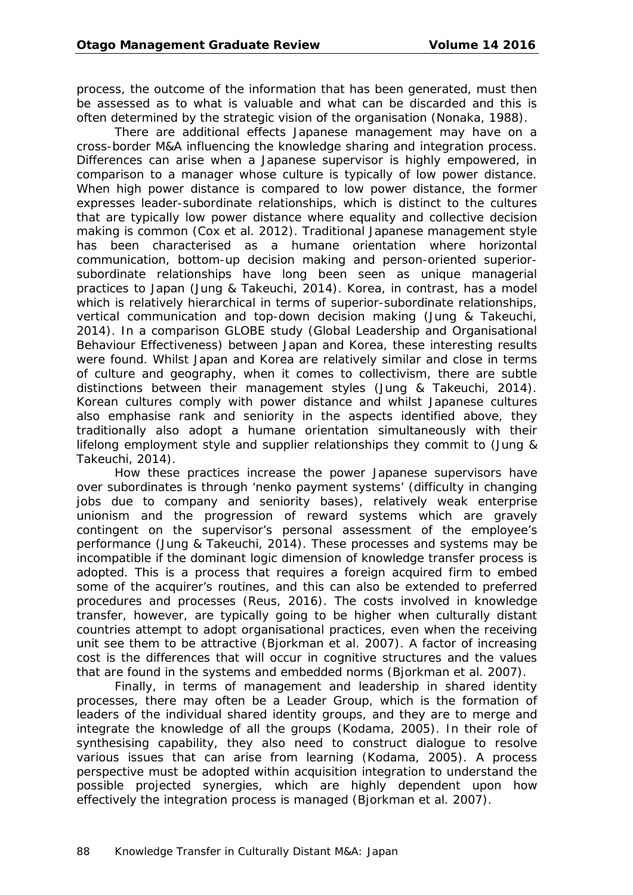process, the outcome of the information that has been generated, must then be assessed as to what is valuable and what can be discarded and this is often determined by the strategic vision of the organisation (Nonaka, 1988).

There are additional effects Japanese management may have on a cross-border M&A influencing the knowledge sharing and integration process. Differences can arise when a Japanese supervisor is highly empowered, in comparison to a manager whose culture is typically of low power distance. When high power distance is compared to low power distance, the former expresses leader-subordinate relationships, which is distinct to the cultures that are typically low power distance where equality and collective decision making is common (Cox et al. 2012). Traditional Japanese management style has been characterised as a humane orientation where horizontal communication, bottom-up decision making and person-oriented superior-subordinate relationships have long been seen as unique managerial practices to Japan (Jung & Takeuchi, 2014). Korea, in contrast, has a model which is relatively hierarchical in terms of superior-subordinate relationships, vertical communication and top-down decision making (Jung & Takeuchi, 2014). In a comparison GLOBE study (Global Leadership and Organisational Behaviour Effectiveness) between Japan and Korea, these interesting results were found. Whilst Japan and Korea are relatively similar and close in terms of culture and geography, when it comes to collectivism, there are subtle distinctions between their management styles (Jung & Takeuchi, 2014). Korean cultures comply with power distance and whilst Japanese cultures also emphasise rank and seniority in the aspects identified above, they traditionally also adopt a humane orientation simultaneously with their lifelong employment style and supplier relationships they commit to (Jung & Takeuchi, 2014).

How these practices increase the power Japanese supervisors have over subordinates is through 'nenko payment systems' (difficulty in changing jobs due to company and seniority bases), relatively weak enterprise unionism and the progression of reward systems which are gravely contingent on the supervisor's personal assessment of the employee's performance (Jung & Takeuchi, 2014). These processes and systems may be incompatible if the dominant logic dimension of knowledge transfer process is adopted. This is a process that requires a foreign acquired firm to embed some of the acquirer's routines, and this can also be extended to preferred procedures and processes (Reus, 2016). The costs involved in knowledge transfer, however, are typically going to be higher when culturally distant countries attempt to adopt organisational practices, even when the receiving unit see them to be attractive (Bjorkman et al. 2007). A factor of increasing cost is the differences that will occur in cognitive structures and the values that are found in the systems and embedded norms (Bjorkman et al. 2007).

Finally, in terms of management and leadership in shared identity processes, there may often be a Leader Group, which is the formation of leaders of the individual shared identity groups, and they are to merge and integrate the knowledge of all the groups (Kodama, 2005). In their role of synthesising capability, they also need to construct dialogue to resolve various issues that can arise from learning (Kodama, 2005). A process perspective must be adopted within acquisition integration to understand the possible projected synergies, which are highly dependent upon how effectively the integration process is managed (Bjorkman et al. 2007).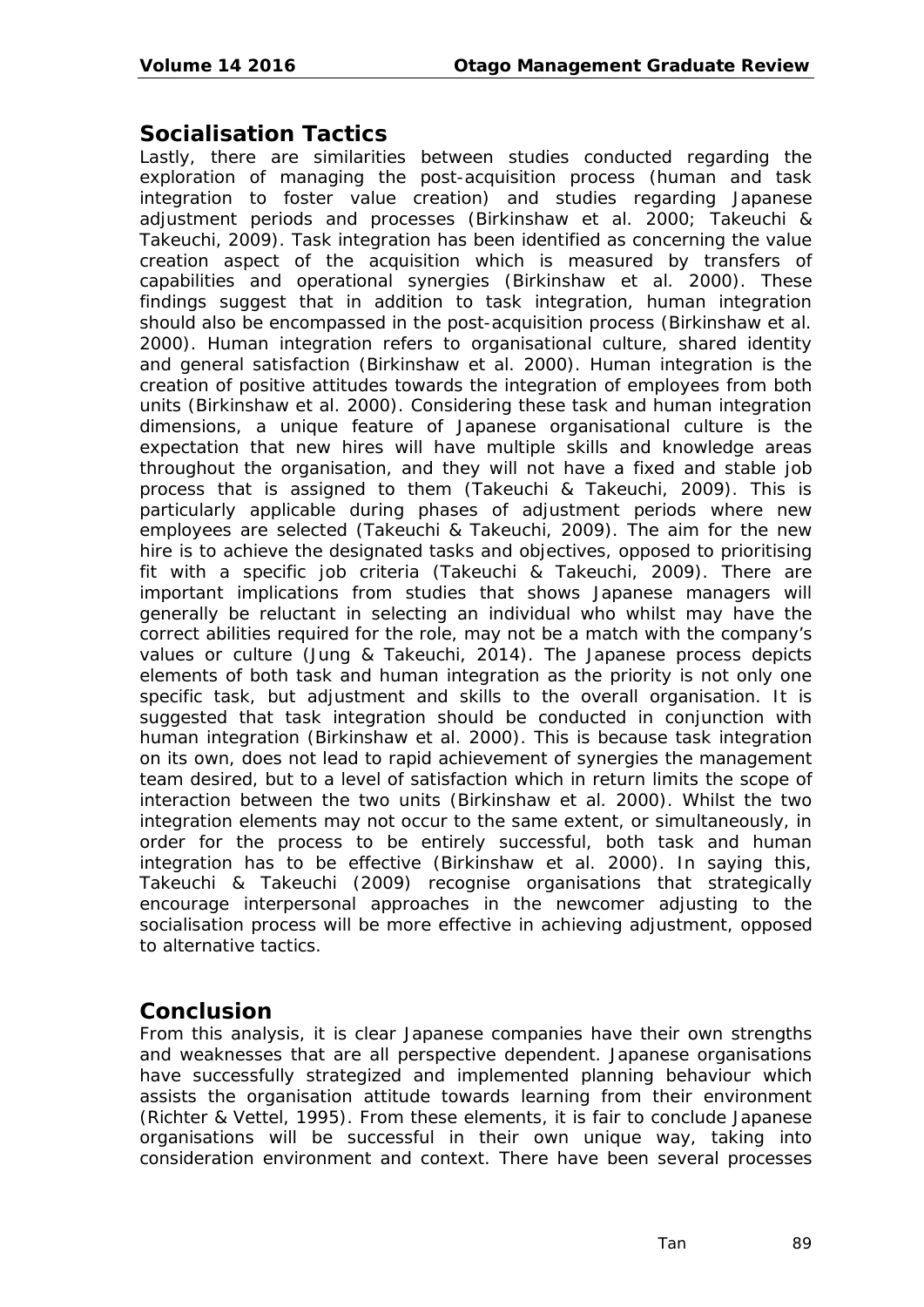## Socialisation Tactics

Lastly, there are similarities between studies conducted regarding the exploration of managing the post-acquisition process (human and task integration to foster value creation) and studies regarding Japanese adjustment periods and processes (Birkinshaw et al. 2000; Takeuchi & Takeuchi, 2009). Task integration has been identified as concerning the value creation aspect of the acquisition which is measured by transfers of capabilities and operational synergies (Birkinshaw et al. 2000). These findings suggest that in addition to task integration, human integration should also be encompassed in the post-acquisition process (Birkinshaw et al. 2000). Human integration refers to organisational culture, shared identity and general satisfaction (Birkinshaw et al. 2000). Human integration is the creation of positive attitudes towards the integration of employees from both units (Birkinshaw et al. 2000). Considering these task and human integration dimensions, a unique feature of Japanese organisational culture is the expectation that new hires will have multiple skills and knowledge areas throughout the organisation, and they will not have a fixed and stable job process that is assigned to them (Takeuchi & Takeuchi, 2009). This is particularly applicable during phases of adjustment periods where new employees are selected (Takeuchi & Takeuchi, 2009). The aim for the new hire is to achieve the designated tasks and objectives, opposed to prioritising fit with a specific job criteria (Takeuchi & Takeuchi, 2009). There are important implications from studies that shows Japanese managers will generally be reluctant in selecting an individual who whilst may have the correct abilities required for the role, may not be a match with the company's values or culture (Jung & Takeuchi, 2014). The Japanese process depicts elements of both task and human integration as the priority is not only one specific task, but adjustment and skills to the overall organisation. It is suggested that task integration should be conducted in conjunction with human integration (Birkinshaw et al. 2000). This is because task integration on its own, does not lead to rapid achievement of synergies the management team desired, but to a level of satisfaction which in return limits the scope of interaction between the two units (Birkinshaw et al. 2000). Whilst the two integration elements may not occur to the same extent, or simultaneously, in order for the process to be entirely successful, both task and human integration has to be effective (Birkinshaw et al. 2000). In saying this, Takeuchi & Takeuchi (2009) recognise organisations that strategically encourage interpersonal approaches in the newcomer adjusting to the socialisation process will be more effective in achieving adjustment, opposed to alternative tactics.

## Conclusion

From this analysis, it is clear Japanese companies have their own strengths and weaknesses that are all perspective dependent. Japanese organisations have successfully strategized and implemented planning behaviour which assists the organisation attitude towards learning from their environment (Richter & Vettel, 1995). From these elements, it is fair to conclude Japanese organisations will be successful in their own unique way, taking into consideration environment and context. There have been several processes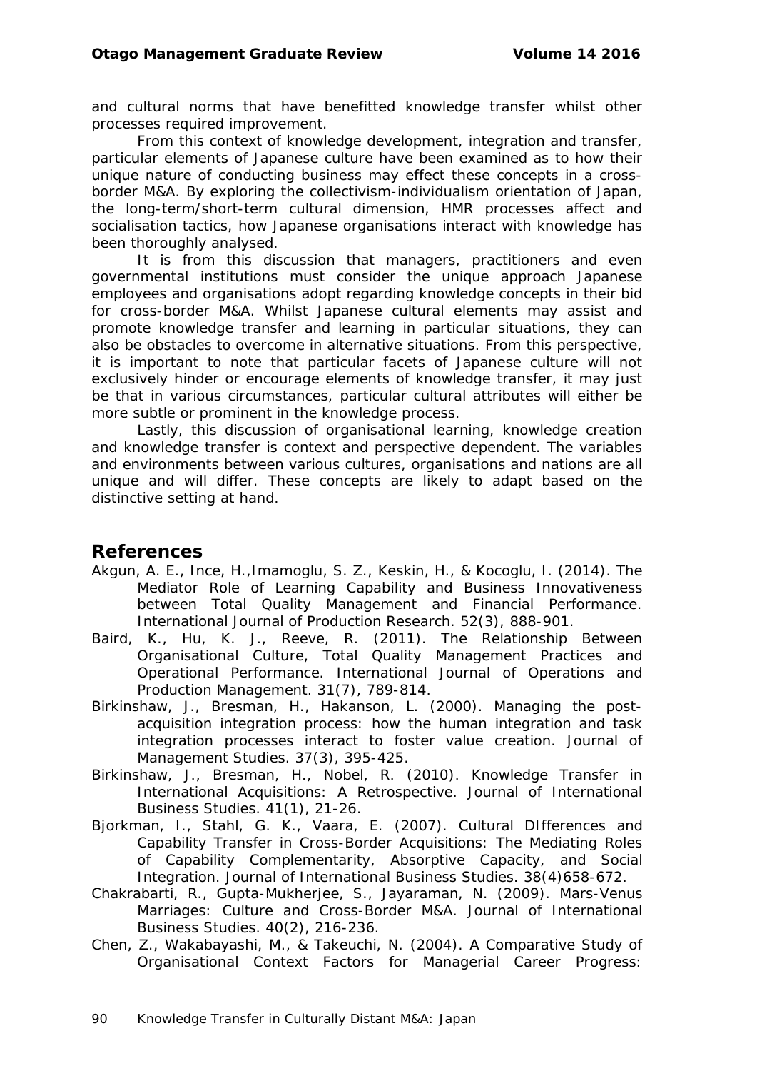and cultural norms that have benefitted knowledge transfer whilst other processes required improvement.

From this context of knowledge development, integration and transfer, particular elements of Japanese culture have been examined as to how their unique nature of conducting business may effect these concepts in a cross-border M&A. By exploring the collectivism-individualism orientation of Japan, the long-term/short-term cultural dimension, HMR processes affect and socialisation tactics, how Japanese organisations interact with knowledge has been thoroughly analysed.

It is from this discussion that managers, practitioners and even governmental institutions must consider the unique approach Japanese employees and organisations adopt regarding knowledge concepts in their bid for cross-border M&A. Whilst Japanese cultural elements may assist and promote knowledge transfer and learning in particular situations, they can also be obstacles to overcome in alternative situations. From this perspective, it is important to note that particular facets of Japanese culture will not exclusively hinder or encourage elements of knowledge transfer, it may just be that in various circumstances, particular cultural attributes will either be more subtle or prominent in the knowledge process.

Lastly, this discussion of organisational learning, knowledge creation and knowledge transfer is context and perspective dependent. The variables and environments between various cultures, organisations and nations are all unique and will differ. These concepts are likely to adapt based on the distinctive setting at hand.

## References

Akgun, A. E., Ince, H.,Imamoglu, S. Z., Keskin, H., & Kocoglu, I. (2014). The Mediator Role of Learning Capability and Business Innovativeness between Total Quality Management and Financial Performance. International Journal of Production Research. 52(3), 888-901.

Baird, K., Hu, K. J., Reeve, R. (2011). The Relationship Between Organisational Culture, Total Quality Management Practices and Operational Performance. International Journal of Operations and Production Management. 31(7), 789-814.

Birkinshaw, J., Bresman, H., Hakanson, L. (2000). Managing the post-acquisition integration process: how the human integration and task integration processes interact to foster value creation. Journal of Management Studies. 37(3), 395-425.

Birkinshaw, J., Bresman, H., Nobel, R. (2010). Knowledge Transfer in International Acquisitions: A Retrospective. Journal of International Business Studies. 41(1), 21-26.

Bjorkman, I., Stahl, G. K., Vaara, E. (2007). Cultural DIfferences and Capability Transfer in Cross-Border Acquisitions: The Mediating Roles of Capability Complementarity, Absorptive Capacity, and Social Integration. Journal of International Business Studies. 38(4)658-672.

Chakrabarti, R., Gupta-Mukherjee, S., Jayaraman, N. (2009). Mars-Venus Marriages: Culture and Cross-Border M&A. Journal of International Business Studies. 40(2), 216-236.

Chen, Z., Wakabayashi, M., & Takeuchi, N. (2004). A Comparative Study of Organisational Context Factors for Managerial Career Progress: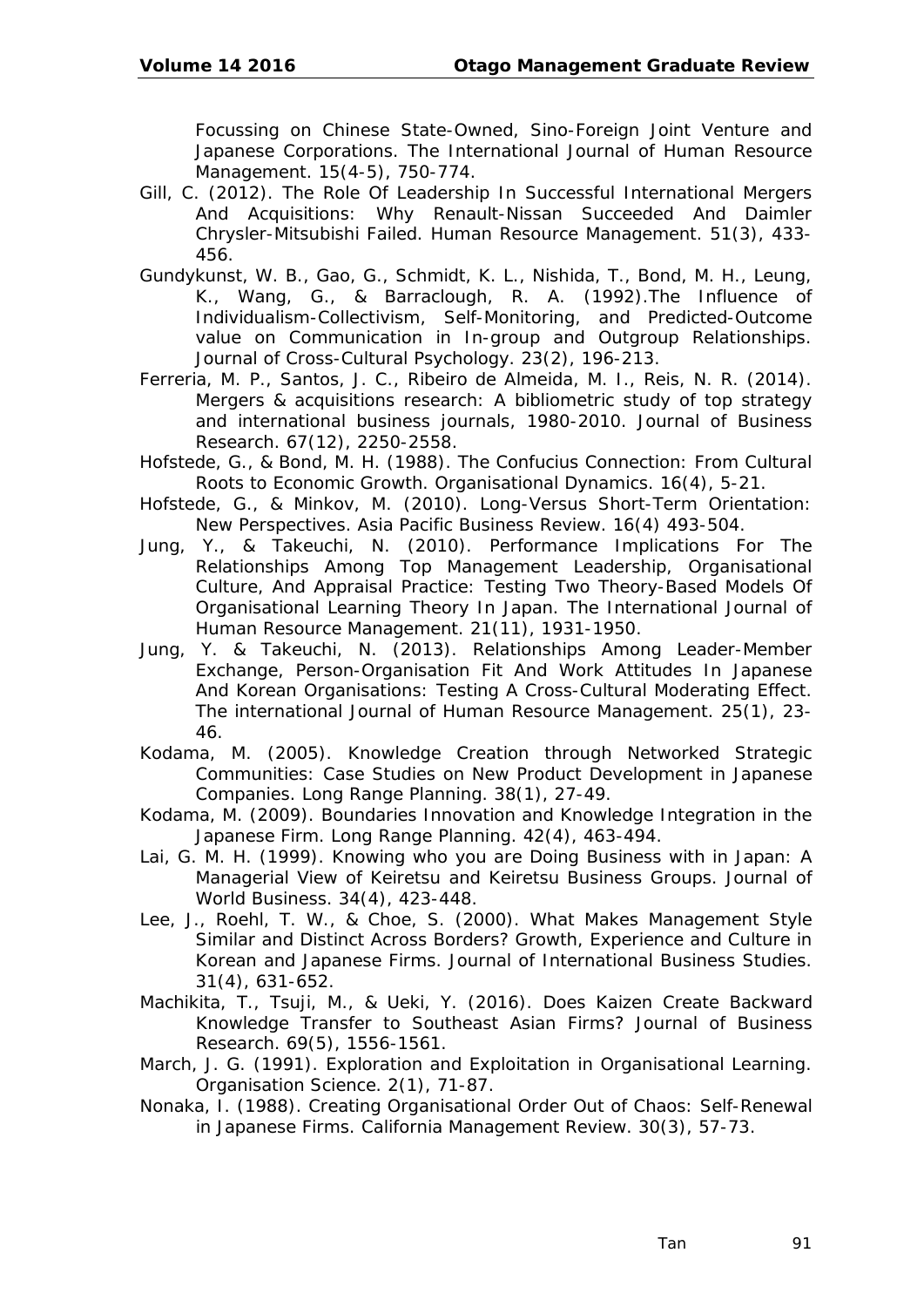Focussing on Chinese State-Owned, Sino-Foreign Joint Venture and Japanese Corporations. The International Journal of Human Resource Management. 15(4-5), 750-774.

Gill, C. (2012). The Role Of Leadership In Successful International Mergers And Acquisitions: Why Renault-Nissan Succeeded And Daimler Chrysler-Mitsubishi Failed. Human Resource Management. 51(3), 433-456.

Gundykunst, W. B., Gao, G., Schmidt, K. L., Nishida, T., Bond, M. H., Leung, K., Wang, G., & Barraclough, R. A. (1992).The Influence of Individualism-Collectivism, Self-Monitoring, and Predicted-Outcome value on Communication in In-group and Outgroup Relationships. Journal of Cross-Cultural Psychology. 23(2), 196-213.

Ferreria, M. P., Santos, J. C., Ribeiro de Almeida, M. I., Reis, N. R. (2014). Mergers & acquisitions research: A bibliometric study of top strategy and international business journals, 1980-2010. Journal of Business Research. 67(12), 2250-2558.

Hofstede, G., & Bond, M. H. (1988). The Confucius Connection: From Cultural Roots to Economic Growth. Organisational Dynamics. 16(4), 5-21.

Hofstede, G., & Minkov, M. (2010). Long-Versus Short-Term Orientation: New Perspectives. Asia Pacific Business Review. 16(4) 493-504.

Jung, Y., & Takeuchi, N. (2010). Performance Implications For The Relationships Among Top Management Leadership, Organisational Culture, And Appraisal Practice: Testing Two Theory-Based Models Of Organisational Learning Theory In Japan. The International Journal of Human Resource Management. 21(11), 1931-1950.

Jung, Y. & Takeuchi, N. (2013). Relationships Among Leader-Member Exchange, Person-Organisation Fit And Work Attitudes In Japanese And Korean Organisations: Testing A Cross-Cultural Moderating Effect. The international Journal of Human Resource Management. 25(1), 23-46.

Kodama, M. (2005). Knowledge Creation through Networked Strategic Communities: Case Studies on New Product Development in Japanese Companies. Long Range Planning. 38(1), 27-49.

Kodama, M. (2009). Boundaries Innovation and Knowledge Integration in the Japanese Firm. Long Range Planning. 42(4), 463-494.

Lai, G. M. H. (1999). Knowing who you are Doing Business with in Japan: A Managerial View of Keiretsu and Keiretsu Business Groups. Journal of World Business. 34(4), 423-448.

Lee, J., Roehl, T. W., & Choe, S. (2000). What Makes Management Style Similar and Distinct Across Borders? Growth, Experience and Culture in Korean and Japanese Firms. Journal of International Business Studies. 31(4), 631-652.

Machikita, T., Tsuji, M., & Ueki, Y. (2016). Does Kaizen Create Backward Knowledge Transfer to Southeast Asian Firms? Journal of Business Research. 69(5), 1556-1561.

March, J. G. (1991). Exploration and Exploitation in Organisational Learning. Organisation Science. 2(1), 71-87.

Nonaka, I. (1988). Creating Organisational Order Out of Chaos: Self-Renewal in Japanese Firms. California Management Review. 30(3), 57-73.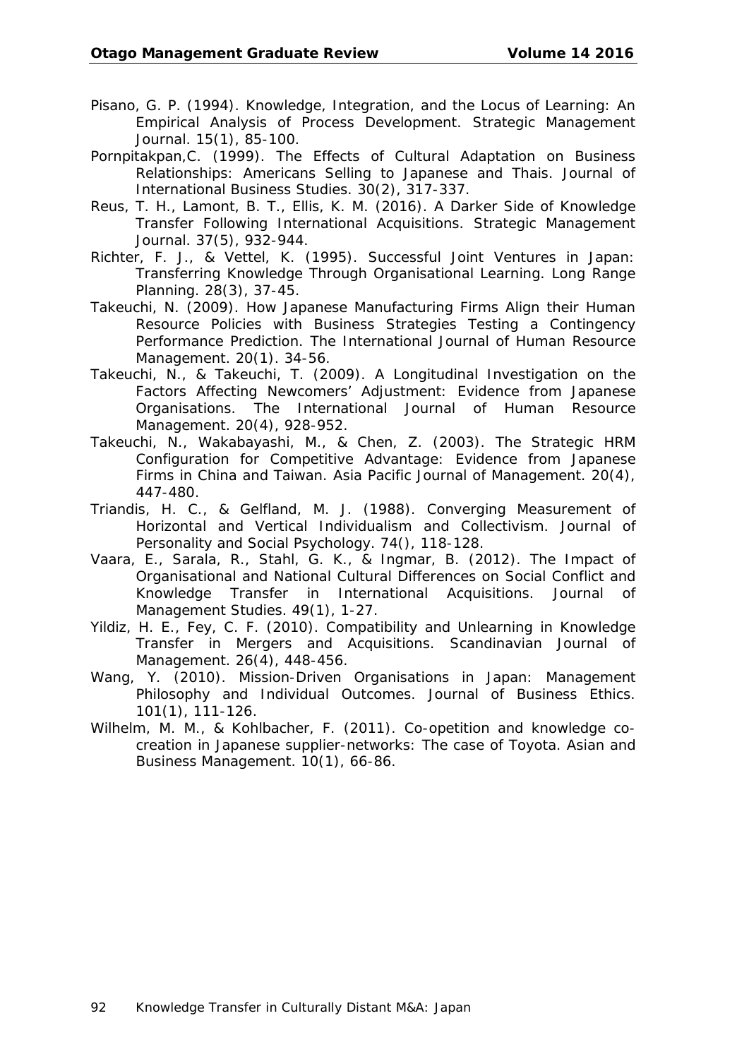Pisano, G. P. (1994). Knowledge, Integration, and the Locus of Learning: An Empirical Analysis of Process Development. Strategic Management Journal. 15(1), 85-100.

Pornpitakpan,C. (1999). The Effects of Cultural Adaptation on Business Relationships: Americans Selling to Japanese and Thais. Journal of International Business Studies. 30(2), 317-337.

Reus, T. H., Lamont, B. T., Ellis, K. M. (2016). A Darker Side of Knowledge Transfer Following International Acquisitions. Strategic Management Journal. 37(5), 932-944.

Richter, F. J., & Vettel, K. (1995). Successful Joint Ventures in Japan: Transferring Knowledge Through Organisational Learning. Long Range Planning. 28(3), 37-45.

Takeuchi, N. (2009). How Japanese Manufacturing Firms Align their Human Resource Policies with Business Strategies Testing a Contingency Performance Prediction. The International Journal of Human Resource Management. 20(1). 34-56.

Takeuchi, N., & Takeuchi, T. (2009). A Longitudinal Investigation on the Factors Affecting Newcomers' Adjustment: Evidence from Japanese Organisations. The International Journal of Human Resource Management. 20(4), 928-952.

Takeuchi, N., Wakabayashi, M., & Chen, Z. (2003). The Strategic HRM Configuration for Competitive Advantage: Evidence from Japanese Firms in China and Taiwan. Asia Pacific Journal of Management. 20(4), 447-480.

Triandis, H. C., & Gelfland, M. J. (1988). Converging Measurement of Horizontal and Vertical Individualism and Collectivism. Journal of Personality and Social Psychology. 74(), 118-128.

Vaara, E., Sarala, R., Stahl, G. K., & Ingmar, B. (2012). The Impact of Organisational and National Cultural Differences on Social Conflict and Knowledge Transfer in International Acquisitions. Journal of Management Studies. 49(1), 1-27.

Yildiz, H. E., Fey, C. F. (2010). Compatibility and Unlearning in Knowledge Transfer in Mergers and Acquisitions. Scandinavian Journal of Management. 26(4), 448-456.

Wang, Y. (2010). Mission-Driven Organisations in Japan: Management Philosophy and Individual Outcomes. Journal of Business Ethics. 101(1), 111-126.

Wilhelm, M. M., & Kohlbacher, F. (2011). Co-opetition and knowledge co-creation in Japanese supplier-networks: The case of Toyota. Asian and Business Management. 10(1), 66-86.